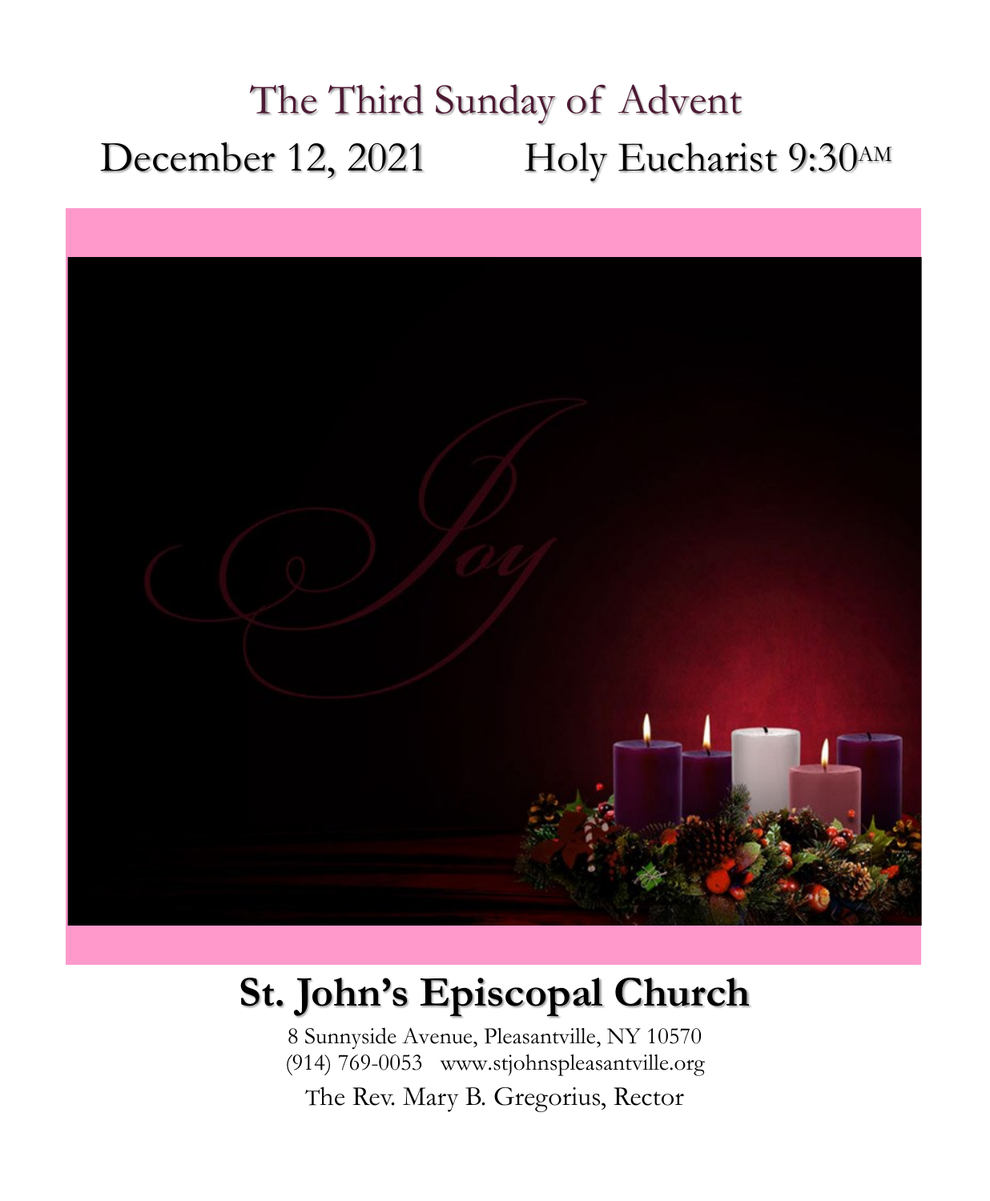# The Third Sunday of Advent

December 12, 2021 Holy Eucharist 9:30AM

# St. John's Episcopal Church

8 Sunnyside Avenue, Pleasantville, NY 10570
(914) 769-0053 www.stjohnspleasantville.org

The Rev. Mary B. Gregorius, Rector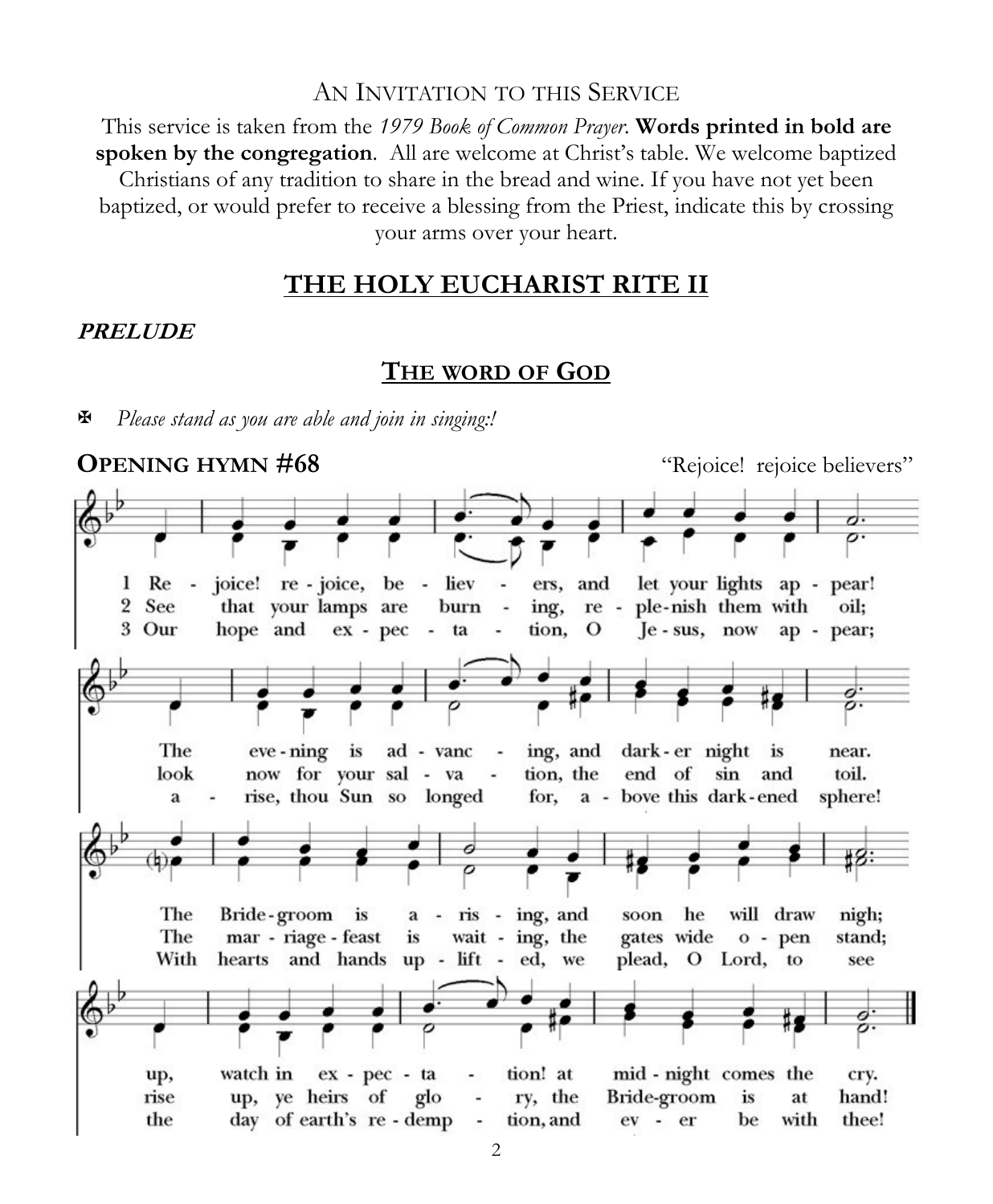## An Invitation to this Service

This service is taken from the *1979 Book of Common Prayer*. **Words printed in bold are spoken by the congregation**. All are welcome at Christ's table. We welcome baptized Christians of any tradition to share in the bread and wine. If you have not yet been baptized, or would prefer to receive a blessing from the Priest, indicate this by crossing your arms over your heart.

# THE HOLY EUCHARIST RITE II

***PRELUDE***

## The word of God

✠ *Please stand as you are able and join in singing:!*

**Opening hymn #68** "Rejoice! rejoice believers"

1 Rejoice! rejoice, believers, and let your lights appear!
The evening is advancing, and darker night is near.
The Bridegroom is arising, and soon he will draw nigh;
up, watch in expectation! at midnight comes the cry.

2 See that your lamps are burning, replenish them with oil;
look now for your salvation, the end of sin and toil.
The marriage-feast is waiting, the gates wide open stand;
rise up, ye heirs of glory, the Bridegroom is at hand!

3 Our hope and expectation, O Jesus, now appear;
arise, thou Sun so longed for, above this darkened sphere!
With hearts and hands uplifted, we plead, O Lord, to see
the day of earth's redemption, and ever be with thee!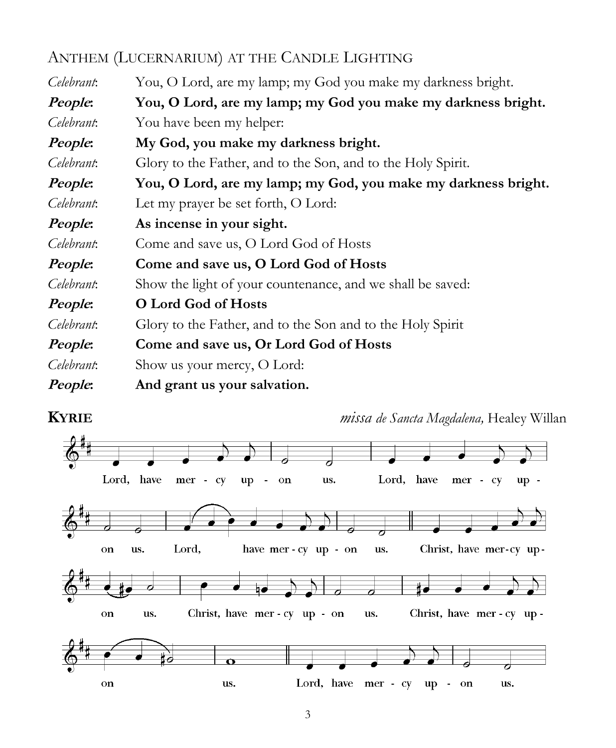## Anthem (Lucernarium) at the Candle Lighting

*Celebrant*: You, O Lord, are my lamp; my God you make my darkness bright.

***People*: You, O Lord, are my lamp; my God you make my darkness bright.**

*Celebrant*: You have been my helper:

***People*: My God, you make my darkness bright.**

*Celebrant*: Glory to the Father, and to the Son, and to the Holy Spirit.

***People*: You, O Lord, are my lamp; my God, you make my darkness bright.**

*Celebrant*: Let my prayer be set forth, O Lord:

***People*: As incense in your sight.**

*Celebrant*: Come and save us, O Lord God of Hosts

***People*: Come and save us, O Lord God of Hosts**

*Celebrant*: Show the light of your countenance, and we shall be saved:

***People*: O Lord God of Hosts**

*Celebrant*: Glory to the Father, and to the Son and to the Holy Spirit

***People*: Come and save us, Or Lord God of Hosts**

*Celebrant*: Show us your mercy, O Lord:

***People*: And grant us your salvation.**

## Kyrie

*missa de Sancta Magdalena,* Healey Willan

Lord, have mercy upon us. Lord, have mercy upon us. Lord, have mercy upon us. Christ, have mercy upon us. Christ, have mercy upon us. Christ, have mercy upon us. Lord, have mercy upon us.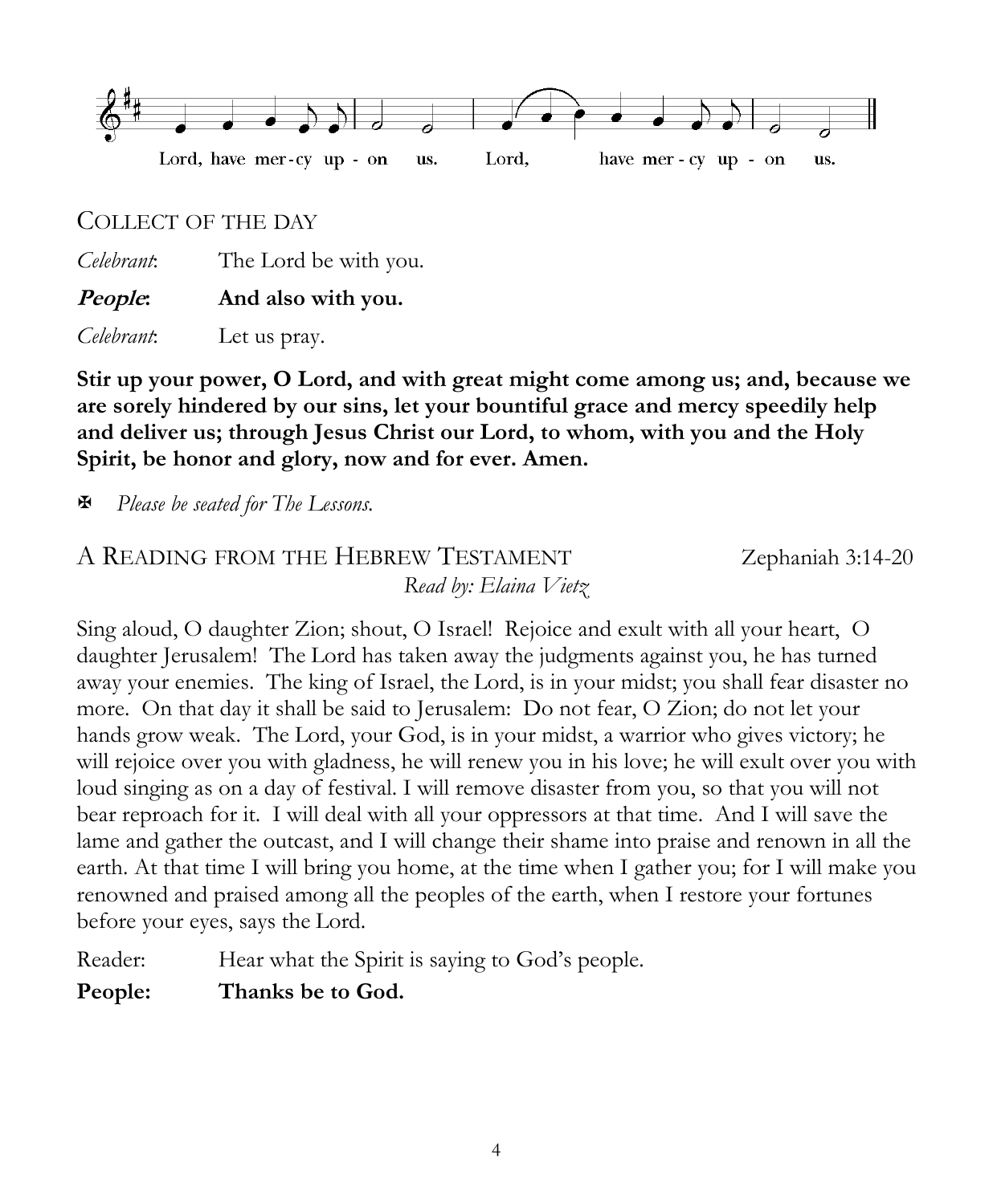Lord, have mer-cy up - on us. Lord, have mer - cy up - on us.

## COLLECT OF THE DAY

*Celebrant*: The Lord be with you.

***People*: And also with you.**

*Celebrant*: Let us pray.

**Stir up your power, O Lord, and with great might come among us; and, because we are sorely hindered by our sins, let your bountiful grace and mercy speedily help and deliver us; through Jesus Christ our Lord, to whom, with you and the Holy Spirit, be honor and glory, now and for ever. Amen.**

✠ *Please be seated for The Lessons.*

## A READING FROM THE HEBREW TESTAMENT — Zephaniah 3:14-20

*Read by: Elaina Vietz*

Sing aloud, O daughter Zion; shout, O Israel! Rejoice and exult with all your heart, O daughter Jerusalem! The Lord has taken away the judgments against you, he has turned away your enemies. The king of Israel, the Lord, is in your midst; you shall fear disaster no more. On that day it shall be said to Jerusalem: Do not fear, O Zion; do not let your hands grow weak. The Lord, your God, is in your midst, a warrior who gives victory; he will rejoice over you with gladness, he will renew you in his love; he will exult over you with loud singing as on a day of festival. I will remove disaster from you, so that you will not bear reproach for it. I will deal with all your oppressors at that time. And I will save the lame and gather the outcast, and I will change their shame into praise and renown in all the earth. At that time I will bring you home, at the time when I gather you; for I will make you renowned and praised among all the peoples of the earth, when I restore your fortunes before your eyes, says the Lord.

Reader: Hear what the Spirit is saying to God's people.

**People: Thanks be to God.**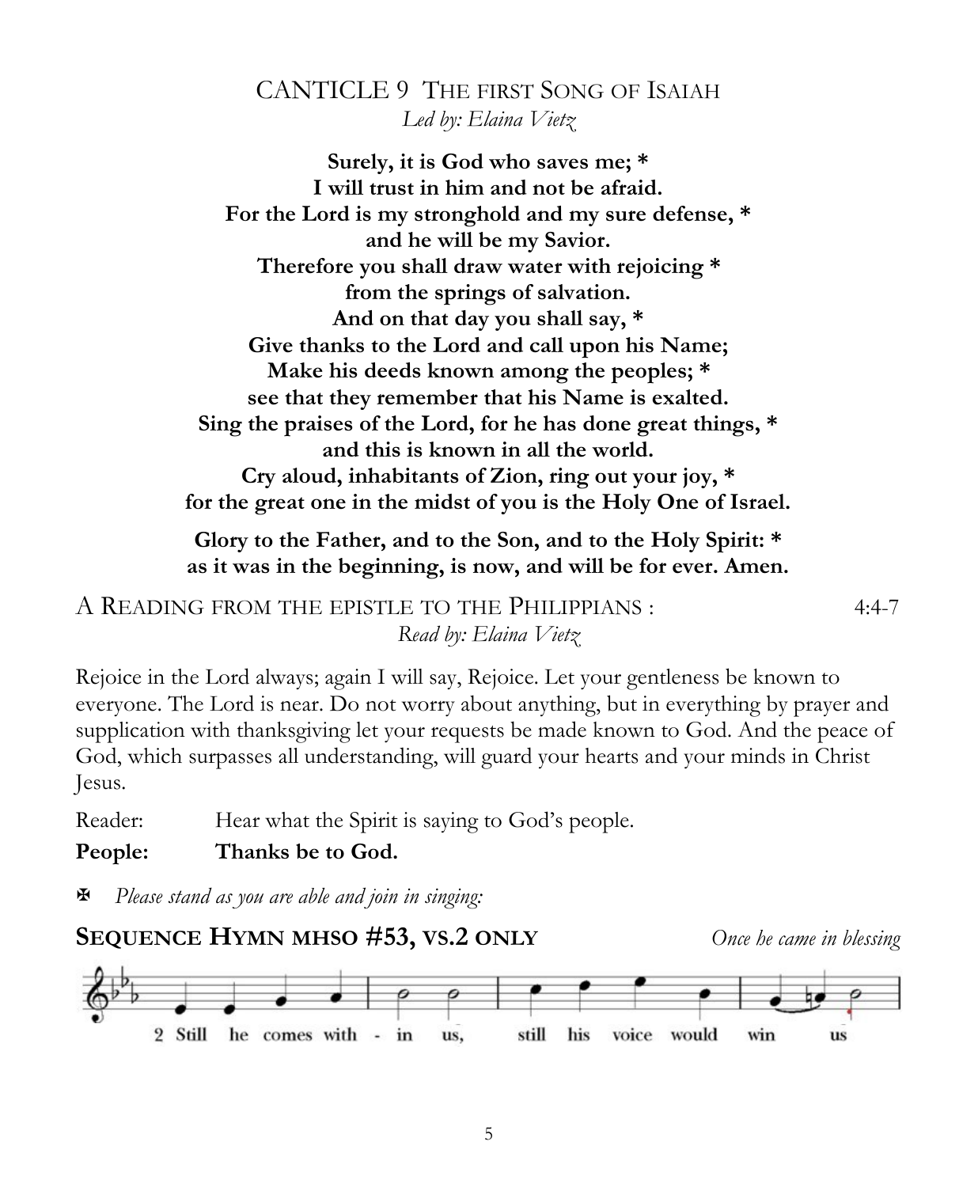## CANTICLE 9 THE FIRST SONG OF ISAIAH

*Led by: Elaina Vietz*

**Surely, it is God who saves me; \***
**I will trust in him and not be afraid.**
**For the Lord is my stronghold and my sure defense, \***
**and he will be my Savior.**
**Therefore you shall draw water with rejoicing \***
**from the springs of salvation.**
**And on that day you shall say, \***
**Give thanks to the Lord and call upon his Name;**
**Make his deeds known among the peoples; \***
**see that they remember that his Name is exalted.**
**Sing the praises of the Lord, for he has done great things, \***
**and this is known in all the world.**
**Cry aloud, inhabitants of Zion, ring out your joy, \***
**for the great one in the midst of you is the Holy One of Israel.**

**Glory to the Father, and to the Son, and to the Holy Spirit: \***
**as it was in the beginning, is now, and will be for ever. Amen.**

## A READING FROM THE EPISTLE TO THE PHILIPPIANS : 4:4-7

*Read by: Elaina Vietz*

Rejoice in the Lord always; again I will say, Rejoice. Let your gentleness be known to everyone. The Lord is near. Do not worry about anything, but in everything by prayer and supplication with thanksgiving let your requests be made known to God. And the peace of God, which surpasses all understanding, will guard your hearts and your minds in Christ Jesus.

Reader: Hear what the Spirit is saying to God's people.

**People: Thanks be to God.**

✠ *Please stand as you are able and join in singing:*

## SEQUENCE HYMN MHSO #53, VS.2 ONLY *Once he came in blessing*

2 Still he comes with - in us, still his voice would win us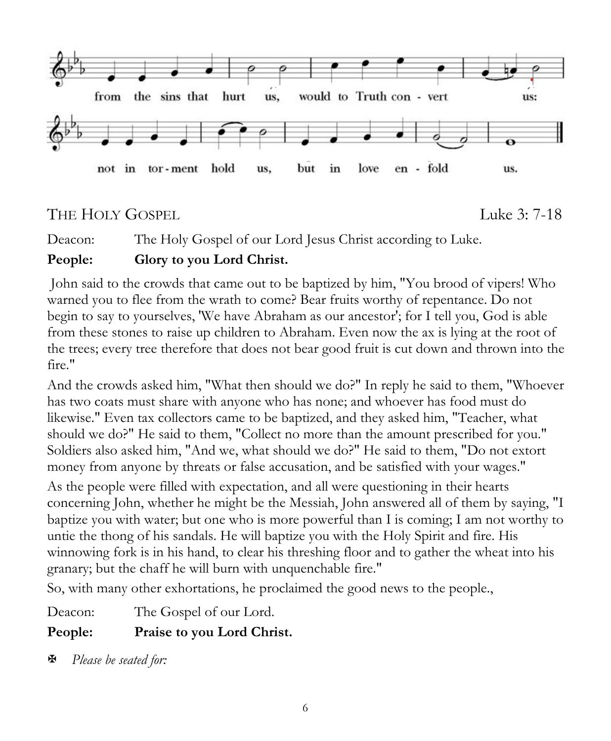from the sins that hurt us, would to Truth con - vert us:

not in tor - ment hold us, but in love en - fold us.

## THE HOLY GOSPEL Luke 3: 7-18

Deacon: The Holy Gospel of our Lord Jesus Christ according to Luke.

**People: Glory to you Lord Christ.**

John said to the crowds that came out to be baptized by him, "You brood of vipers! Who warned you to flee from the wrath to come? Bear fruits worthy of repentance. Do not begin to say to yourselves, 'We have Abraham as our ancestor'; for I tell you, God is able from these stones to raise up children to Abraham. Even now the ax is lying at the root of the trees; every tree therefore that does not bear good fruit is cut down and thrown into the fire."

And the crowds asked him, "What then should we do?" In reply he said to them, "Whoever has two coats must share with anyone who has none; and whoever has food must do likewise." Even tax collectors came to be baptized, and they asked him, "Teacher, what should we do?" He said to them, "Collect no more than the amount prescribed for you." Soldiers also asked him, "And we, what should we do?" He said to them, "Do not extort money from anyone by threats or false accusation, and be satisfied with your wages."

As the people were filled with expectation, and all were questioning in their hearts concerning John, whether he might be the Messiah, John answered all of them by saying, "I baptize you with water; but one who is more powerful than I is coming; I am not worthy to untie the thong of his sandals. He will baptize you with the Holy Spirit and fire. His winnowing fork is in his hand, to clear his threshing floor and to gather the wheat into his granary; but the chaff he will burn with unquenchable fire."

So, with many other exhortations, he proclaimed the good news to the people.,

Deacon: The Gospel of our Lord.

**People: Praise to you Lord Christ.**

✠ *Please be seated for:*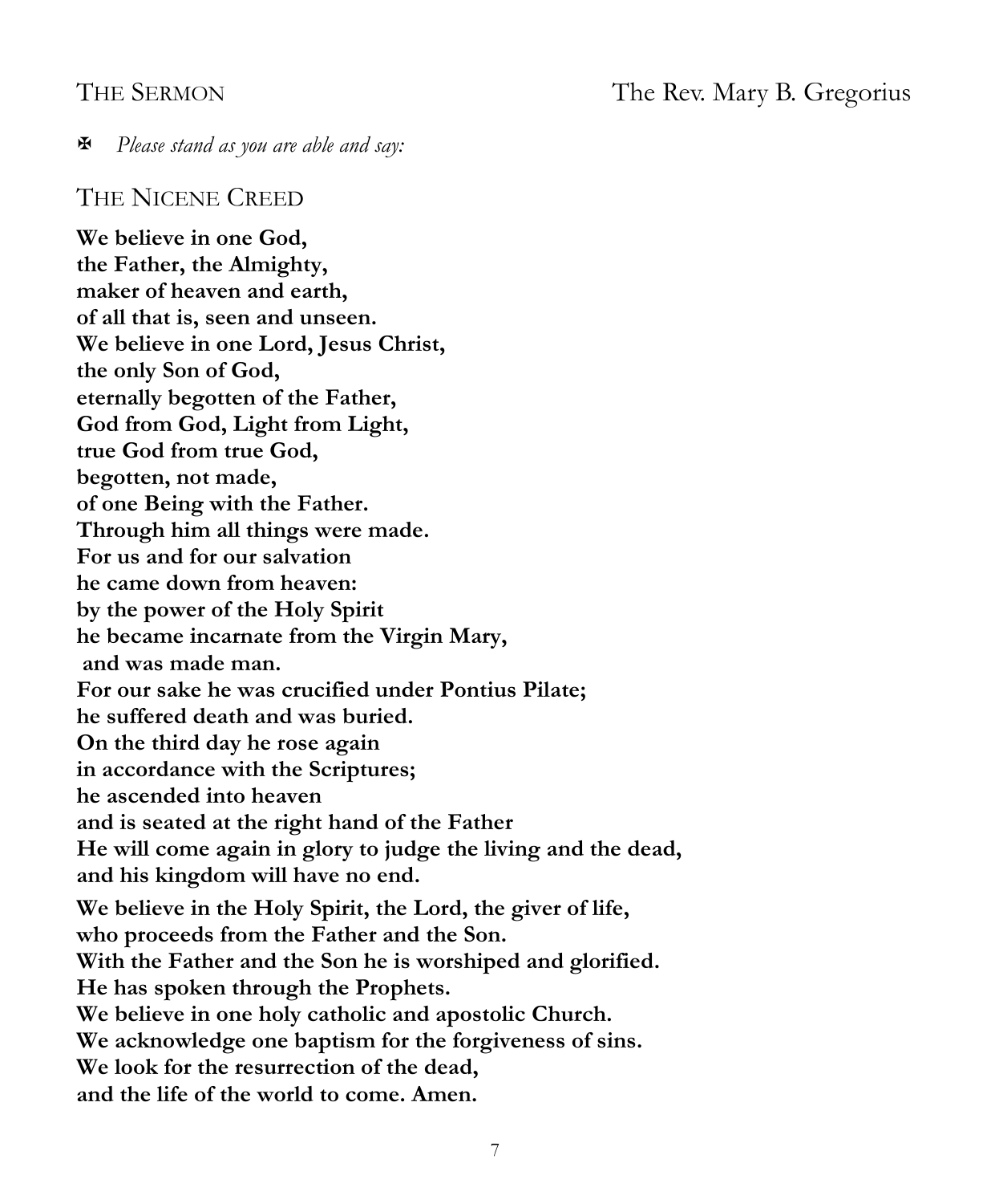## The Sermon — The Rev. Mary B. Gregorius

✠ *Please stand as you are able and say:*

## The Nicene Creed

**We believe in one God,**
**the Father, the Almighty,**
**maker of heaven and earth,**
**of all that is, seen and unseen.**
**We believe in one Lord, Jesus Christ,**
**the only Son of God,**
**eternally begotten of the Father,**
**God from God, Light from Light,**
**true God from true God,**
**begotten, not made,**
**of one Being with the Father.**
**Through him all things were made.**
**For us and for our salvation**
**he came down from heaven:**
**by the power of the Holy Spirit**
**he became incarnate from the Virgin Mary,**
**and was made man.**
**For our sake he was crucified under Pontius Pilate;**
**he suffered death and was buried.**
**On the third day he rose again**
**in accordance with the Scriptures;**
**he ascended into heaven**
**and is seated at the right hand of the Father**
**He will come again in glory to judge the living and the dead,**
**and his kingdom will have no end.**

**We believe in the Holy Spirit, the Lord, the giver of life,**
**who proceeds from the Father and the Son.**
**With the Father and the Son he is worshiped and glorified.**
**He has spoken through the Prophets.**
**We believe in one holy catholic and apostolic Church.**
**We acknowledge one baptism for the forgiveness of sins.**
**We look for the resurrection of the dead,**
**and the life of the world to come. Amen.**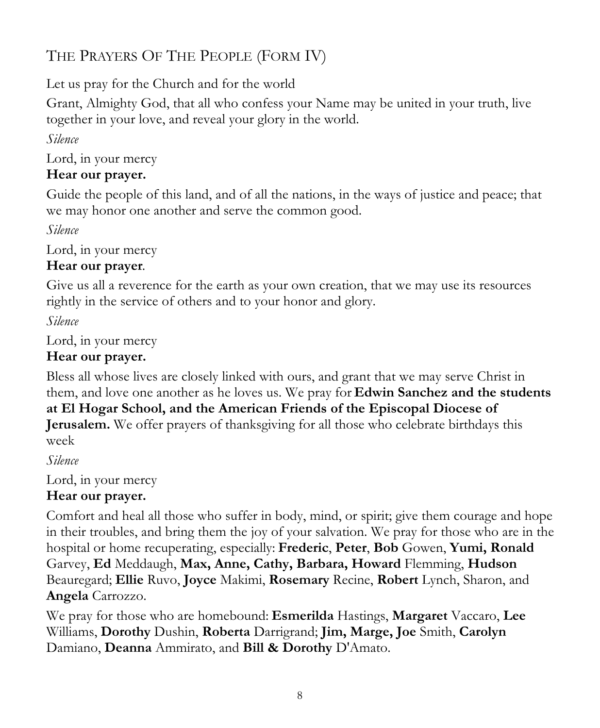## THE PRAYERS OF THE PEOPLE (FORM IV)

Let us pray for the Church and for the world

Grant, Almighty God, that all who confess your Name may be united in your truth, live together in your love, and reveal your glory in the world.

*Silence*

Lord, in your mercy

**Hear our prayer.**

Guide the people of this land, and of all the nations, in the ways of justice and peace; that we may honor one another and serve the common good.

*Silence*

Lord, in your mercy

**Hear our prayer**.

Give us all a reverence for the earth as your own creation, that we may use its resources rightly in the service of others and to your honor and glory.

*Silence*

Lord, in your mercy

**Hear our prayer.**

Bless all whose lives are closely linked with ours, and grant that we may serve Christ in them, and love one another as he loves us. We pray for **Edwin Sanchez and the students at El Hogar School, and the American Friends of the Episcopal Diocese of Jerusalem.** We offer prayers of thanksgiving for all those who celebrate birthdays this week

*Silence*

Lord, in your mercy

**Hear our prayer.**

Comfort and heal all those who suffer in body, mind, or spirit; give them courage and hope in their troubles, and bring them the joy of your salvation. We pray for those who are in the hospital or home recuperating, especially: **Frederic**, **Peter**, **Bob** Gowen, **Yumi, Ronald** Garvey, **Ed** Meddaugh, **Max, Anne, Cathy, Barbara, Howard** Flemming, **Hudson** Beauregard; **Ellie** Ruvo, **Joyce** Makimi, **Rosemary** Recine, **Robert** Lynch, Sharon, and **Angela** Carrozzo.

We pray for those who are homebound: **Esmerilda** Hastings, **Margaret** Vaccaro, **Lee** Williams, **Dorothy** Dushin, **Roberta** Darrigrand; **Jim, Marge, Joe** Smith, **Carolyn** Damiano, **Deanna** Ammirato, and **Bill & Dorothy** D'Amato.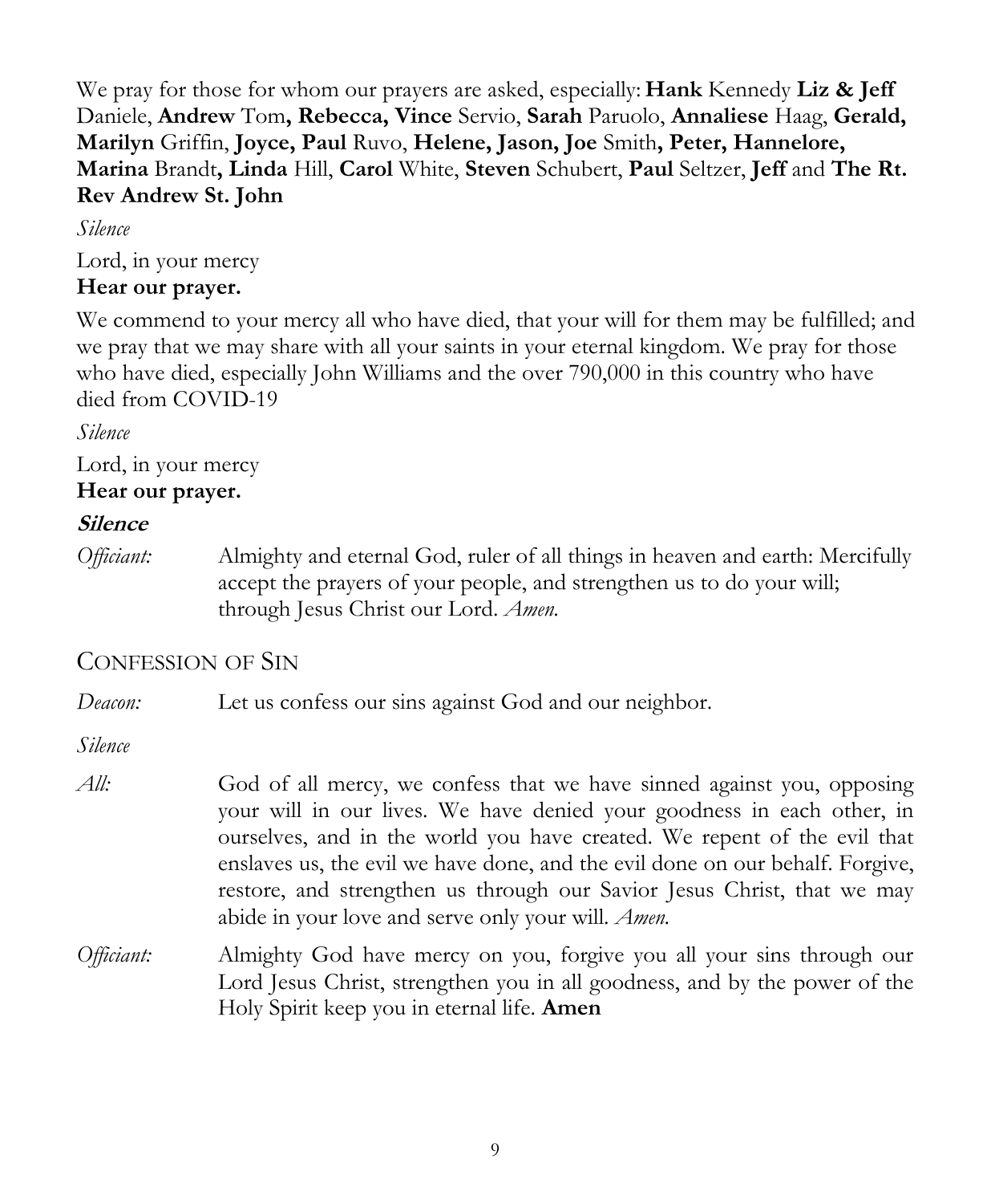We pray for those for whom our prayers are asked, especially: **Hank** Kennedy **Liz & Jeff** Daniele, **Andrew** Tom**, Rebecca, Vince** Servio, **Sarah** Paruolo, **Annaliese** Haag, **Gerald, Marilyn** Griffin, **Joyce, Paul** Ruvo, **Helene, Jason, Joe** Smith**, Peter, Hannelore, Marina** Brandt**, Linda** Hill, **Carol** White, **Steven** Schubert, **Paul** Seltzer, **Jeff** and **The Rt. Rev Andrew St. John**

*Silence*

Lord, in your mercy
**Hear our prayer.**

We commend to your mercy all who have died, that your will for them may be fulfilled; and we pray that we may share with all your saints in your eternal kingdom. We pray for those who have died, especially John Williams and the over 790,000 in this country who have died from COVID-19

*Silence*

Lord, in your mercy
**Hear our prayer.**

***Silence***

*Officiant:* Almighty and eternal God, ruler of all things in heaven and earth: Mercifully accept the prayers of your people, and strengthen us to do your will; through Jesus Christ our Lord. *Amen.*

## Confession of Sin

*Deacon:* Let us confess our sins against God and our neighbor.

*Silence*

*All:* God of all mercy, we confess that we have sinned against you, opposing your will in our lives. We have denied your goodness in each other, in ourselves, and in the world you have created. We repent of the evil that enslaves us, the evil we have done, and the evil done on our behalf. Forgive, restore, and strengthen us through our Savior Jesus Christ, that we may abide in your love and serve only your will. *Amen.*

*Officiant:* Almighty God have mercy on you, forgive you all your sins through our Lord Jesus Christ, strengthen you in all goodness, and by the power of the Holy Spirit keep you in eternal life. **Amen**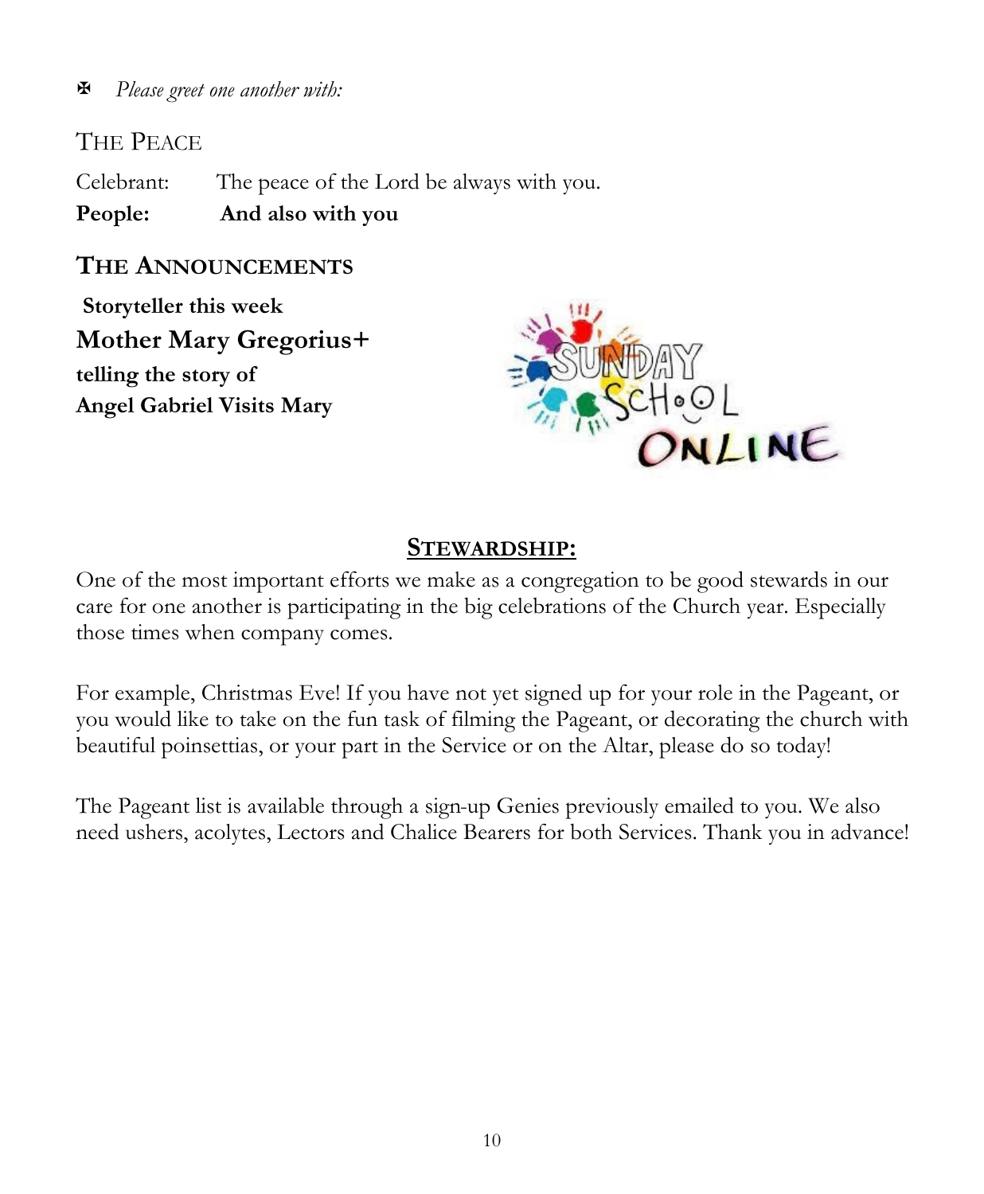✠ *Please greet one another with:*

THE PEACE

Celebrant: The peace of the Lord be always with you.
**People: And also with you**

## THE ANNOUNCEMENTS

**Storyteller this week**
**Mother Mary Gregorius+**
**telling the story of**
**Angel Gabriel Visits Mary**

## STEWARDSHIP:

One of the most important efforts we make as a congregation to be good stewards in our care for one another is participating in the big celebrations of the Church year. Especially those times when company comes.

For example, Christmas Eve! If you have not yet signed up for your role in the Pageant, or you would like to take on the fun task of filming the Pageant, or decorating the church with beautiful poinsettias, or your part in the Service or on the Altar, please do so today!

The Pageant list is available through a sign-up Genies previously emailed to you. We also need ushers, acolytes, Lectors and Chalice Bearers for both Services. Thank you in advance!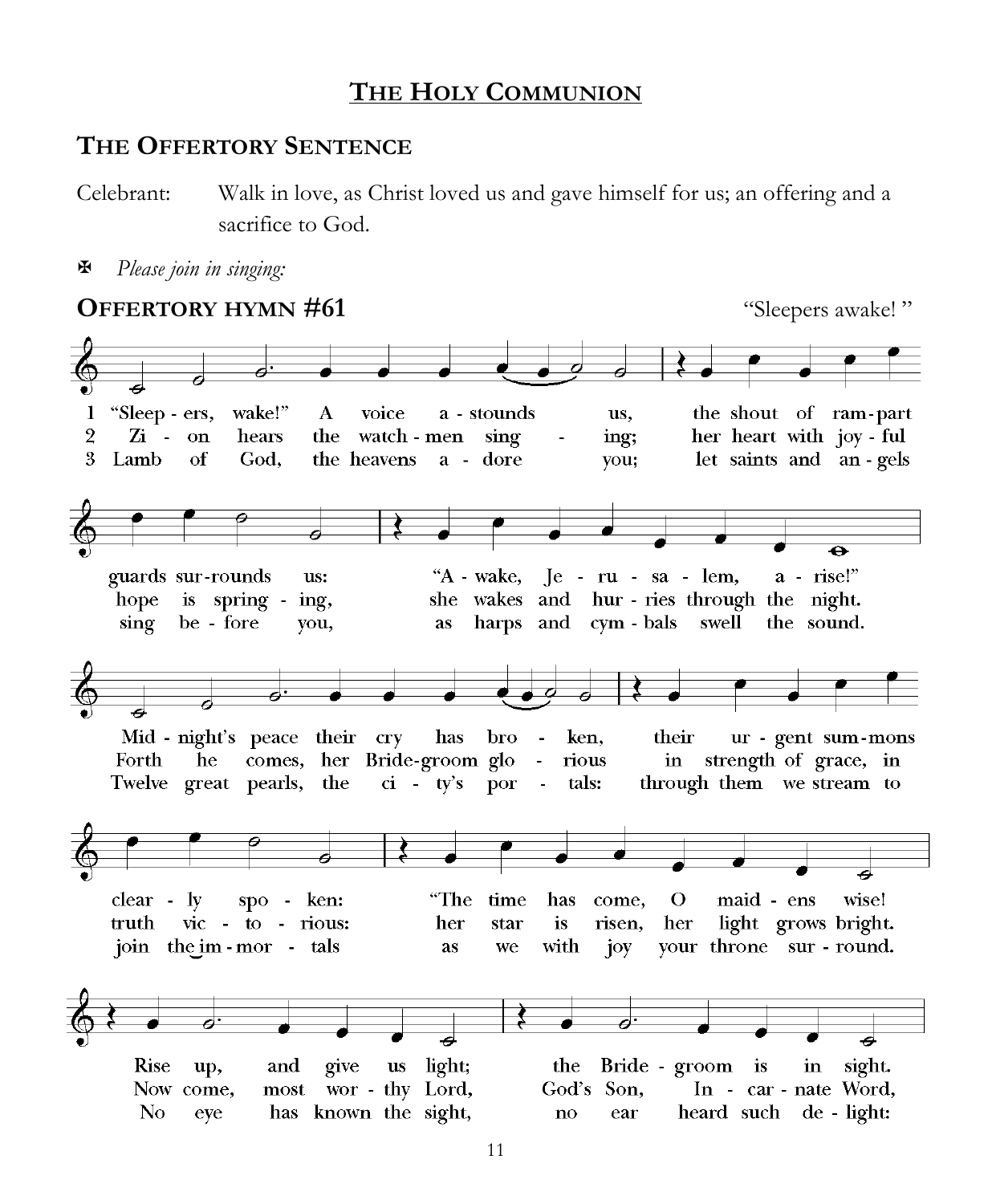# The Holy Communion

## The Offertory Sentence

Celebrant: Walk in love, as Christ loved us and gave himself for us; an offering and a sacrifice to God.

✠ *Please join in singing:*

## Offertory hymn #61 "Sleepers awake!"

1 "Sleep - ers, wake!" A voice a - stounds us, the shout of ram-part guards sur-rounds us: "A - wake, Je - ru - sa - lem, a - rise!" Mid - night's peace their cry has bro - ken, their ur - gent sum-mons clear - ly spo - ken: "The time has come, O maid - ens wise! Rise up, and give us light; the Bride - groom is in sight.

2 Zi - on hears the watch - men sing - ing; her heart with joy - ful hope is spring - ing, she wakes and hur - ries through the night. Forth he comes, her Bride-groom glo - rious in strength of grace, in truth vic - to - rious: her star is risen, her light grows bright. Now come, most wor - thy Lord, God's Son, In - car - nate Word,

3 Lamb of God, the heavens a - dore you; let saints and an - gels sing be - fore you, as harps and cym - bals swell the sound. Twelve great pearls, the ci - ty's por - tals: through them we stream to join the im - mor - tals as we with joy your throne sur - round. No eye has known the sight, no ear heard such de - light: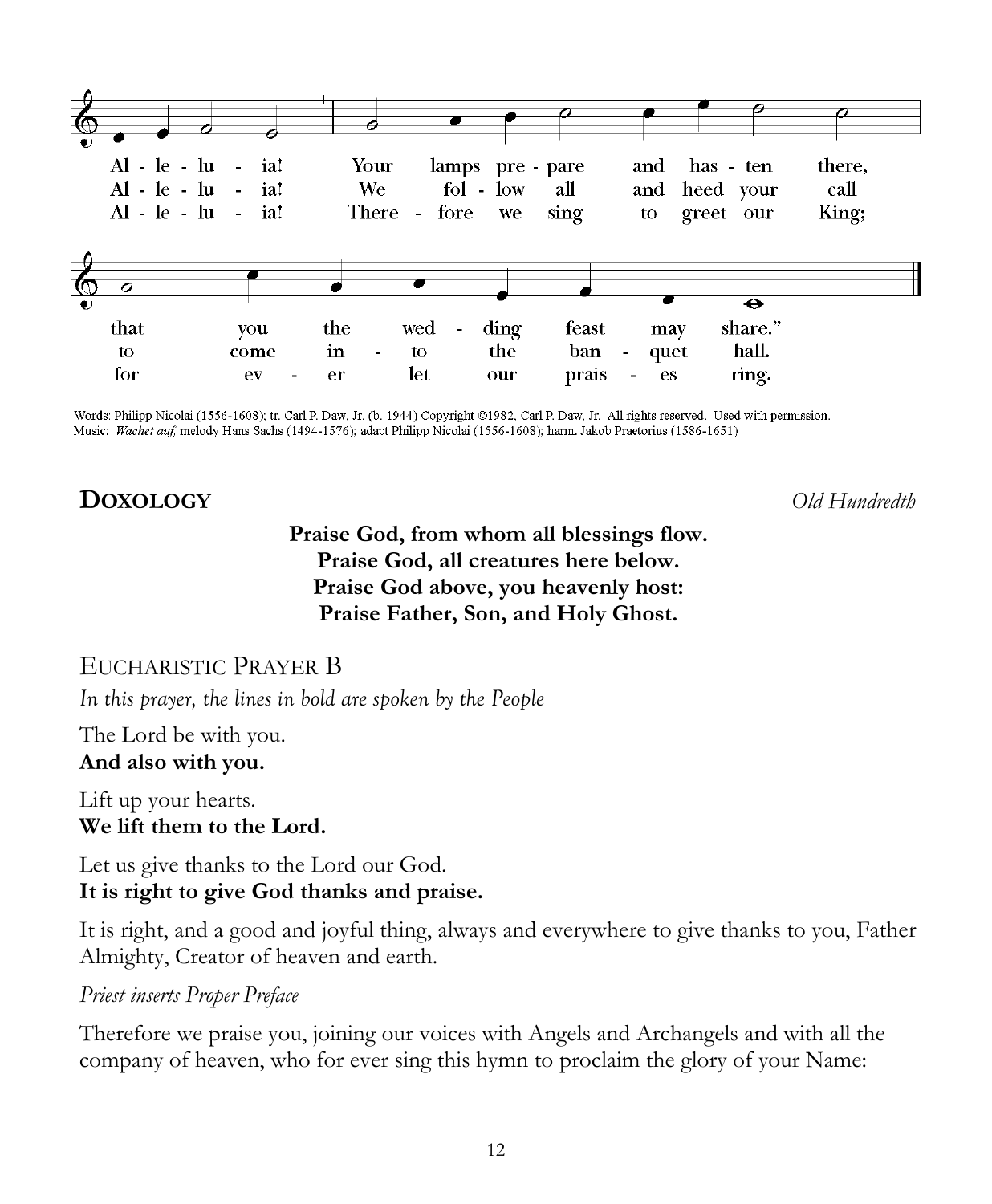Al - le - lu - ia! Your lamps pre - pare and has - ten there,
Al - le - lu - ia! We fol - low all and heed your call
Al - le - lu - ia! There - fore we sing to greet our King;

that you the wed - ding feast may share."
to come in - to the ban - quet hall.
for ev - er let our prais - es ring.

Words: Philipp Nicolai (1556-1608); tr. Carl P. Daw, Jr. (b. 1944) Copyright ©1982, Carl P. Daw, Jr. All rights reserved. Used with permission.
Music: *Wachet auf,* melody Hans Sachs (1494-1576); adapt Philipp Nicolai (1556-1608); harm. Jakob Praetorius (1586-1651)

## DOXOLOGY *Old Hundredth*

**Praise God, from whom all blessings flow.**
**Praise God, all creatures here below.**
**Praise God above, you heavenly host:**
**Praise Father, Son, and Holy Ghost.**

## EUCHARISTIC PRAYER B

*In this prayer, the lines in bold are spoken by the People*

The Lord be with you.
**And also with you.**

Lift up your hearts.
**We lift them to the Lord.**

Let us give thanks to the Lord our God.
**It is right to give God thanks and praise.**

It is right, and a good and joyful thing, always and everywhere to give thanks to you, Father Almighty, Creator of heaven and earth.

*Priest inserts Proper Preface*

Therefore we praise you, joining our voices with Angels and Archangels and with all the company of heaven, who for ever sing this hymn to proclaim the glory of your Name: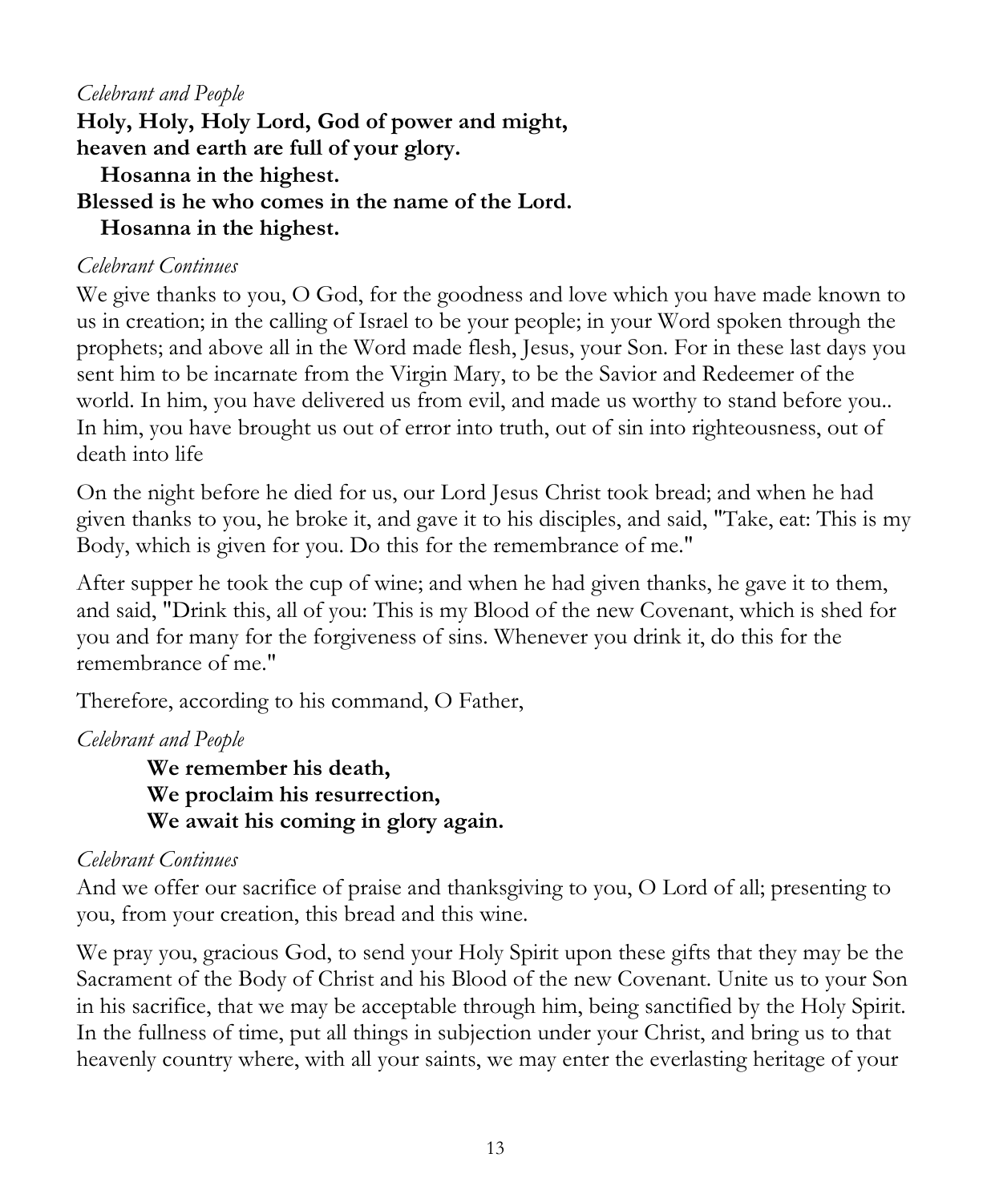*Celebrant and People*

**Holy, Holy, Holy Lord, God of power and might,**
**heaven and earth are full of your glory.**
**Hosanna in the highest.**
**Blessed is he who comes in the name of the Lord.**
**Hosanna in the highest.**

*Celebrant Continues*

We give thanks to you, O God, for the goodness and love which you have made known to us in creation; in the calling of Israel to be your people; in your Word spoken through the prophets; and above all in the Word made flesh, Jesus, your Son. For in these last days you sent him to be incarnate from the Virgin Mary, to be the Savior and Redeemer of the world. In him, you have delivered us from evil, and made us worthy to stand before you.. In him, you have brought us out of error into truth, out of sin into righteousness, out of death into life

On the night before he died for us, our Lord Jesus Christ took bread; and when he had given thanks to you, he broke it, and gave it to his disciples, and said, "Take, eat: This is my Body, which is given for you. Do this for the remembrance of me."

After supper he took the cup of wine; and when he had given thanks, he gave it to them, and said, "Drink this, all of you: This is my Blood of the new Covenant, which is shed for you and for many for the forgiveness of sins. Whenever you drink it, do this for the remembrance of me."

Therefore, according to his command, O Father,

*Celebrant and People*

**We remember his death,**
**We proclaim his resurrection,**
**We await his coming in glory again.**

*Celebrant Continues*

And we offer our sacrifice of praise and thanksgiving to you, O Lord of all; presenting to you, from your creation, this bread and this wine.

We pray you, gracious God, to send your Holy Spirit upon these gifts that they may be the Sacrament of the Body of Christ and his Blood of the new Covenant. Unite us to your Son in his sacrifice, that we may be acceptable through him, being sanctified by the Holy Spirit. In the fullness of time, put all things in subjection under your Christ, and bring us to that heavenly country where, with all your saints, we may enter the everlasting heritage of your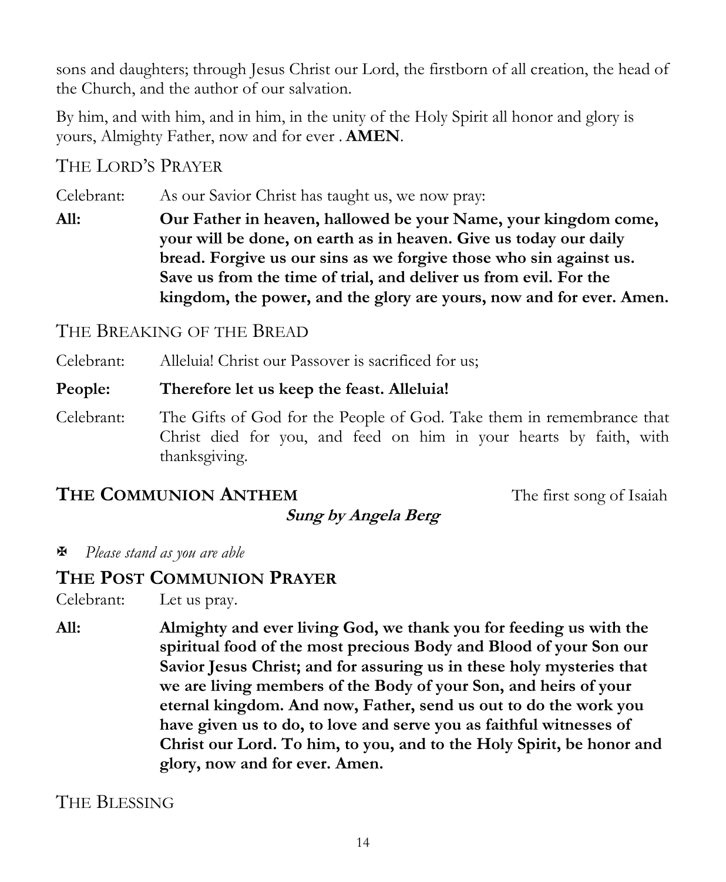sons and daughters; through Jesus Christ our Lord, the firstborn of all creation, the head of the Church, and the author of our salvation.

By him, and with him, and in him, in the unity of the Holy Spirit all honor and glory is yours, Almighty Father, now and for ever . **AMEN**.

### THE LORD'S PRAYER

Celebrant: As our Savior Christ has taught us, we now pray:

**All: Our Father in heaven, hallowed be your Name, your kingdom come, your will be done, on earth as in heaven. Give us today our daily bread. Forgive us our sins as we forgive those who sin against us. Save us from the time of trial, and deliver us from evil. For the kingdom, the power, and the glory are yours, now and for ever. Amen.**

### THE BREAKING OF THE BREAD

Celebrant: Alleluia! Christ our Passover is sacrificed for us;

**People: Therefore let us keep the feast. Alleluia!**

Celebrant: The Gifts of God for the People of God. Take them in remembrance that Christ died for you, and feed on him in your hearts by faith, with thanksgiving.

## THE COMMUNION ANTHEM

The first song of Isaiah

***Sung by Angela Berg***

✠ *Please stand as you are able*

## THE POST COMMUNION PRAYER

Celebrant: Let us pray.

**All: Almighty and ever living God, we thank you for feeding us with the spiritual food of the most precious Body and Blood of your Son our Savior Jesus Christ; and for assuring us in these holy mysteries that we are living members of the Body of your Son, and heirs of your eternal kingdom. And now, Father, send us out to do the work you have given us to do, to love and serve you as faithful witnesses of Christ our Lord. To him, to you, and to the Holy Spirit, be honor and glory, now and for ever. Amen.**

### THE BLESSING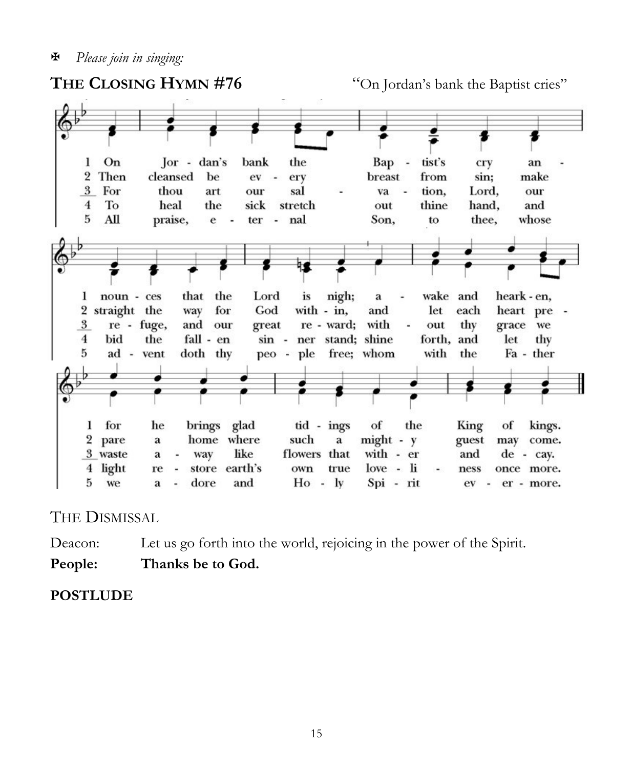✠ *Please join in singing:*

**THE CLOSING HYMN #76** "On Jordan's bank the Baptist cries"

1 On Jor - dan's bank the Bap - tist's cry an - noun - ces that the Lord is nigh; a - wake and heark - en, for he brings glad tid - ings of the King of kings.

2 Then cleansed be ev - ery breast from sin; make straight the way for God with - in, and let each heart pre - pare a home where such a might - y guest may come.

3 For thou art our sal - va - tion, Lord, our re - fuge, and our great re - ward; with - out thy grace we waste a - way like flowers that with - er and de - cay.

4 To heal the sick stretch out thine hand, and bid the fall - en sin - ner stand; shine forth, and let thy light re - store earth's own true love - li - ness once more.

5 All praise, e - ter - nal Son, to thee, whose ad - vent doth thy peo - ple free; whom with the Fa - ther we a - dore and Ho - ly Spi - rit ev - er - more.

THE DISMISSAL

Deacon: Let us go forth into the world, rejoicing in the power of the Spirit.

**People: Thanks be to God.**

**POSTLUDE**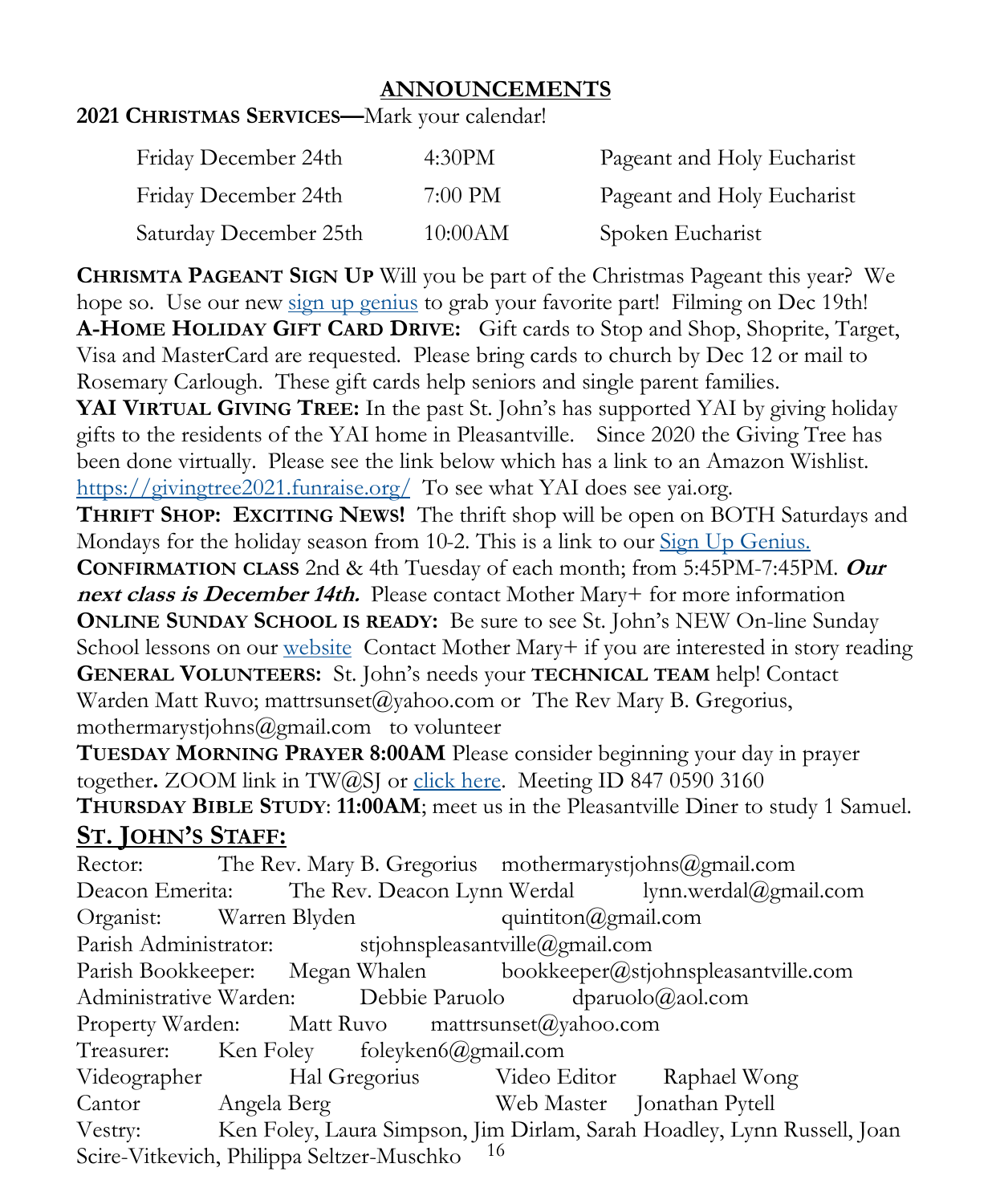## ANNOUNCEMENTS

**2021 CHRISTMAS SERVICES—**Mark your calendar!

| | | |
|---|---|---|
| Friday December 24th | 4:30PM | Pageant and Holy Eucharist |
| Friday December 24th | 7:00 PM | Pageant and Holy Eucharist |
| Saturday December 25th | 10:00AM | Spoken Eucharist |

**CHRISMTA PAGEANT SIGN UP** Will you be part of the Christmas Pageant this year? We hope so. Use our new sign up genius to grab your favorite part! Filming on Dec 19th!

**A-HOME HOLIDAY GIFT CARD DRIVE:** Gift cards to Stop and Shop, Shoprite, Target, Visa and MasterCard are requested. Please bring cards to church by Dec 12 or mail to Rosemary Carlough. These gift cards help seniors and single parent families.

**YAI VIRTUAL GIVING TREE:** In the past St. John's has supported YAI by giving holiday gifts to the residents of the YAI home in Pleasantville. Since 2020 the Giving Tree has been done virtually. Please see the link below which has a link to an Amazon Wishlist. https://givingtree2021.funraise.org/ To see what YAI does see yai.org.

**THRIFT SHOP: EXCITING NEWS!** The thrift shop will be open on BOTH Saturdays and Mondays for the holiday season from 10-2. This is a link to our Sign Up Genius.

**CONFIRMATION CLASS** 2nd & 4th Tuesday of each month; from 5:45PM-7:45PM. ***Our next class is December 14th.*** Please contact Mother Mary+ for more information

**ONLINE SUNDAY SCHOOL IS READY:** Be sure to see St. John's NEW On-line Sunday School lessons on our website Contact Mother Mary+ if you are interested in story reading

**GENERAL VOLUNTEERS:** St. John's needs your **TECHNICAL TEAM** help! Contact Warden Matt Ruvo; mattrsunset@yahoo.com or The Rev Mary B. Gregorius, mothermarystjohns@gmail.com to volunteer

**TUESDAY MORNING PRAYER 8:00AM** Please consider beginning your day in prayer together**.** ZOOM link in TW@SJ or click here. Meeting ID 847 0590 3160

**THURSDAY BIBLE STUDY**: **11:00AM**; meet us in the Pleasantville Diner to study 1 Samuel.

## ST. JOHN'S STAFF:

Rector: The Rev. Mary B. Gregorius mothermarystjohns@gmail.com
Deacon Emerita: The Rev. Deacon Lynn Werdal lynn.werdal@gmail.com
Organist: Warren Blyden quintiton@gmail.com
Parish Administrator: stjohnspleasantville@gmail.com
Parish Bookkeeper: Megan Whalen bookkeeper@stjohnspleasantville.com
Administrative Warden: Debbie Paruolo dparuolo@aol.com
Property Warden: Matt Ruvo mattrsunset@yahoo.com
Treasurer: Ken Foley foleyken6@gmail.com
Videographer Hal Gregorius Video Editor Raphael Wong
Cantor Angela Berg Web Master Jonathan Pytell
Vestry: Ken Foley, Laura Simpson, Jim Dirlam, Sarah Hoadley, Lynn Russell, Joan Scire-Vitkevich, Philippa Seltzer-Muschko